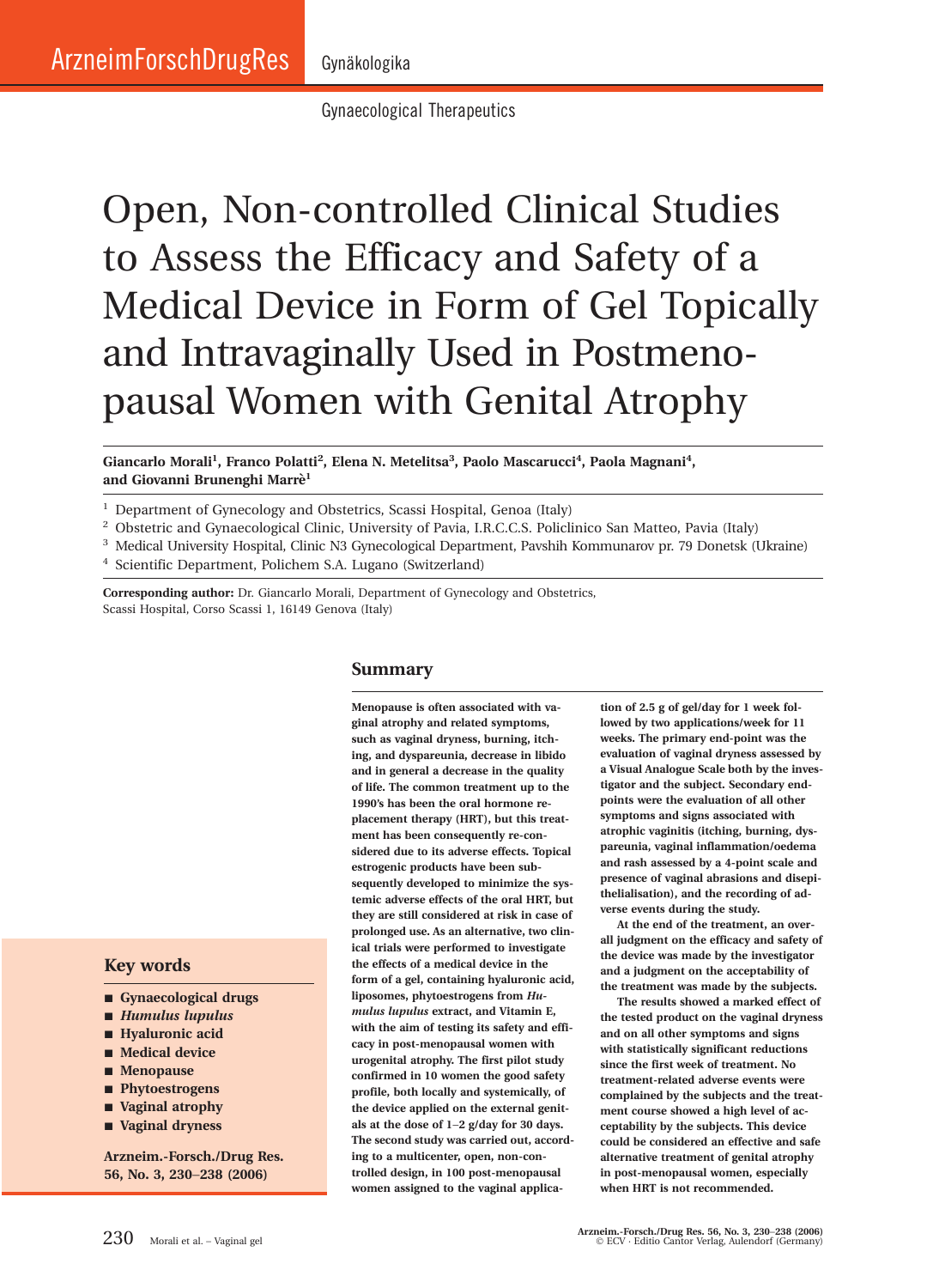Gynäkologika

Gynaecological Therapeutics

# Open, Non-controlled Clinical Studies to Assess the Efficacy and Safety of a Medical Device in Form of Gel Topically and Intravaginally Used in Postmenopausal Women with Genital Atrophy

**Giancarlo Morali[1], Franco Polatti[2], Elena N. Metelitsa[3], Paolo Mascarucci[4], Paola Magnani[4], and Giovanni Brunenghi Marrè[1]**

[1] Department of Gynecology and Obstetrics, Scassi Hospital, Genoa (Italy)
[2] Obstetric and Gynaecological Clinic, University of Pavia, I.R.C.C.S. Policlinico San Matteo, Pavia (Italy)
[3] Medical University Hospital, Clinic N3 Gynecological Department, Pavshih Kommunarov pr. 79 Donetsk (Ukraine)
[4] Scientific Department, Polichem S.A. Lugano (Switzerland)

**Corresponding author:** Dr. Giancarlo Morali, Department of Gynecology and Obstetrics, Scassi Hospital, Corso Scassi 1, 16149 Genova (Italy)

## Key words

- Gynaecological drugs
- *Humulus lupulus*
- Hyaluronic acid
- Medical device
- Menopause
- Phytoestrogens
- Vaginal atrophy
- Vaginal dryness

**Arzneim.-Forsch./Drug Res. 56, No. 3, 230–238 (2006)**

## Summary

**Menopause is often associated with vaginal atrophy and related symptoms, such as vaginal dryness, burning, itching, and dyspareunia, decrease in libido and in general a decrease in the quality of life. The common treatment up to the 1990's has been the oral hormone replacement therapy (HRT), but this treatment has been consequently re-considered due to its adverse effects. Topical estrogenic products have been subsequently developed to minimize the systemic adverse effects of the oral HRT, but they are still considered at risk in case of prolonged use. As an alternative, two clinical trials were performed to investigate the effects of a medical device in the form of a gel, containing hyaluronic acid, liposomes, phytoestrogens from *Humulus lupulus* extract, and Vitamin E, with the aim of testing its safety and efficacy in post-menopausal women with urogenital atrophy. The first pilot study confirmed in 10 women the good safety profile, both locally and systemically, of the device applied on the external genitals at the dose of 1–2 g/day for 30 days. The second study was carried out, according to a multicenter, open, non-controlled design, in 100 post-menopausal women assigned to the vaginal application of 2.5 g of gel/day for 1 week followed by two applications/week for 11 weeks. The primary end-point was the evaluation of vaginal dryness assessed by a Visual Analogue Scale both by the investigator and the subject. Secondary end-points were the evaluation of all other symptoms and signs associated with atrophic vaginitis (itching, burning, dyspareunia, vaginal inflammation/oedema and rash assessed by a 4-point scale and presence of vaginal abrasions and disepithelialisation), and the recording of adverse events during the study.**

**At the end of the treatment, an overall judgment on the efficacy and safety of the device was made by the investigator and a judgment on the acceptability of the treatment was made by the subjects.**

**The results showed a marked effect of the tested product on the vaginal dryness and on all other symptoms and signs with statistically significant reductions since the first week of treatment. No treatment-related adverse events were complained by the subjects and the treatment course showed a high level of acceptability by the subjects. This device could be considered an effective and safe alternative treatment of genital atrophy in post-menopausal women, especially when HRT is not recommended.**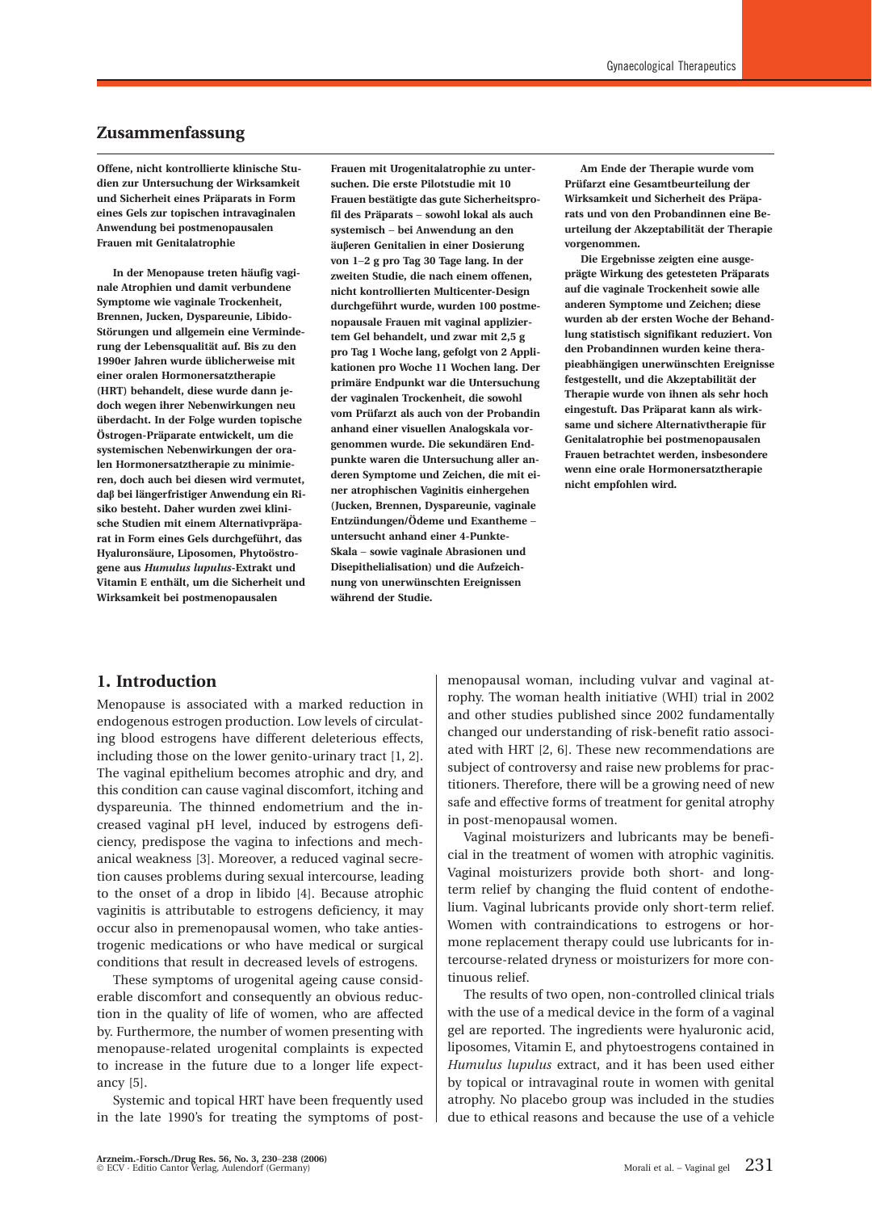## Zusammenfassung

**Offene, nicht kontrollierte klinische Studien zur Untersuchung der Wirksamkeit und Sicherheit eines Präparats in Form eines Gels zur topischen intravaginalen Anwendung bei postmenopausalen Frauen mit Genitalatrophie**

**In der Menopause treten häufig vaginale Atrophien und damit verbundene Symptome wie vaginale Trockenheit, Brennen, Jucken, Dyspareunie, Libido-Störungen und allgemein eine Verminderung der Lebensqualität auf. Bis zu den 1990er Jahren wurde üblicherweise mit einer oralen Hormonersatztherapie (HRT) behandelt, diese wurde dann jedoch wegen ihrer Nebenwirkungen neu überdacht. In der Folge wurden topische Östrogen-Präparate entwickelt, um die systemischen Nebenwirkungen der oralen Hormonersatztherapie zu minimieren, doch auch bei diesen wird vermutet, daß bei längerfristiger Anwendung ein Risiko besteht. Daher wurden zwei klinische Studien mit einem Alternativpräparat in Form eines Gels durchgeführt, das Hyaluronsäure, Liposomen, Phytoöstrogene aus *Humulus lupulus*-Extrakt und Vitamin E enthält, um die Sicherheit und Wirksamkeit bei postmenopausalen Frauen mit Urogenitalatrophie zu untersuchen. Die erste Pilotstudie mit 10 Frauen bestätigte das gute Sicherheitsprofil des Präparats – sowohl lokal als auch systemisch – bei Anwendung an den äußeren Genitalien in einer Dosierung von 1–2 g pro Tag 30 Tage lang. In der zweiten Studie, die nach einem offenen, nicht kontrollierten Multicenter-Design durchgeführt wurde, wurden 100 postmenopausale Frauen mit vaginal appliziertem Gel behandelt, und zwar mit 2,5 g pro Tag 1 Woche lang, gefolgt von 2 Applikationen pro Woche 11 Wochen lang. Der primäre Endpunkt war die Untersuchung der vaginalen Trockenheit, die sowohl vom Prüfarzt als auch von der Probandin anhand einer visuellen Analogskala vorgenommen wurde. Die sekundären Endpunkte waren die Untersuchung aller anderen Symptome und Zeichen, die mit einer atrophischen Vaginitis einhergehen (Jucken, Brennen, Dyspareunie, vaginale Entzündungen/Ödeme und Exantheme – untersucht anhand einer 4-Punkte-Skala – sowie vaginale Abrasionen und Disepithelialisation) und die Aufzeichnung von unerwünschten Ereignissen während der Studie.**

**Am Ende der Therapie wurde vom Prüfarzt eine Gesamtbeurteilung der Wirksamkeit und Sicherheit des Präparats und von den Probandinnen eine Beurteilung der Akzeptabilität der Therapie vorgenommen.**

**Die Ergebnisse zeigten eine ausgeprägte Wirkung des getesteten Präparats auf die vaginale Trockenheit sowie alle anderen Symptome und Zeichen; diese wurden ab der ersten Woche der Behandlung statistisch signifikant reduziert. Von den Probandinnen wurden keine therapieabhängigen unerwünschten Ereignisse festgestellt, und die Akzeptabilität der Therapie wurde von ihnen als sehr hoch eingestuft. Das Präparat kann als wirksame und sichere Alternativtherapie für Genitalatrophie bei postmenopausalen Frauen betrachtet werden, insbesondere wenn eine orale Hormonersatztherapie nicht empfohlen wird.**

## 1. Introduction

Menopause is associated with a marked reduction in endogenous estrogen production. Low levels of circulating blood estrogens have different deleterious effects, including those on the lower genito-urinary tract [1, 2]. The vaginal epithelium becomes atrophic and dry, and this condition can cause vaginal discomfort, itching and dyspareunia. The thinned endometrium and the increased vaginal pH level, induced by estrogens deficiency, predispose the vagina to infections and mechanical weakness [3]. Moreover, a reduced vaginal secretion causes problems during sexual intercourse, leading to the onset of a drop in libido [4]. Because atrophic vaginitis is attributable to estrogens deficiency, it may occur also in premenopausal women, who take antiestrogenic medications or who have medical or surgical conditions that result in decreased levels of estrogens.

These symptoms of urogenital ageing cause considerable discomfort and consequently an obvious reduction in the quality of life of women, who are affected by. Furthermore, the number of women presenting with menopause-related urogenital complaints is expected to increase in the future due to a longer life expectancy [5].

Systemic and topical HRT have been frequently used in the late 1990's for treating the symptoms of post-menopausal woman, including vulvar and vaginal atrophy. The woman health initiative (WHI) trial in 2002 and other studies published since 2002 fundamentally changed our understanding of risk-benefit ratio associated with HRT [2, 6]. These new recommendations are subject of controversy and raise new problems for practitioners. Therefore, there will be a growing need of new safe and effective forms of treatment for genital atrophy in post-menopausal women.

Vaginal moisturizers and lubricants may be beneficial in the treatment of women with atrophic vaginitis. Vaginal moisturizers provide both short- and long-term relief by changing the fluid content of endothelium. Vaginal lubricants provide only short-term relief. Women with contraindications to estrogens or hormone replacement therapy could use lubricants for intercourse-related dryness or moisturizers for more continuous relief.

The results of two open, non-controlled clinical trials with the use of a medical device in the form of a vaginal gel are reported. The ingredients were hyaluronic acid, liposomes, Vitamin E, and phytoestrogens contained in *Humulus lupulus* extract, and it has been used either by topical or intravaginal route in women with genital atrophy. No placebo group was included in the studies due to ethical reasons and because the use of a vehicle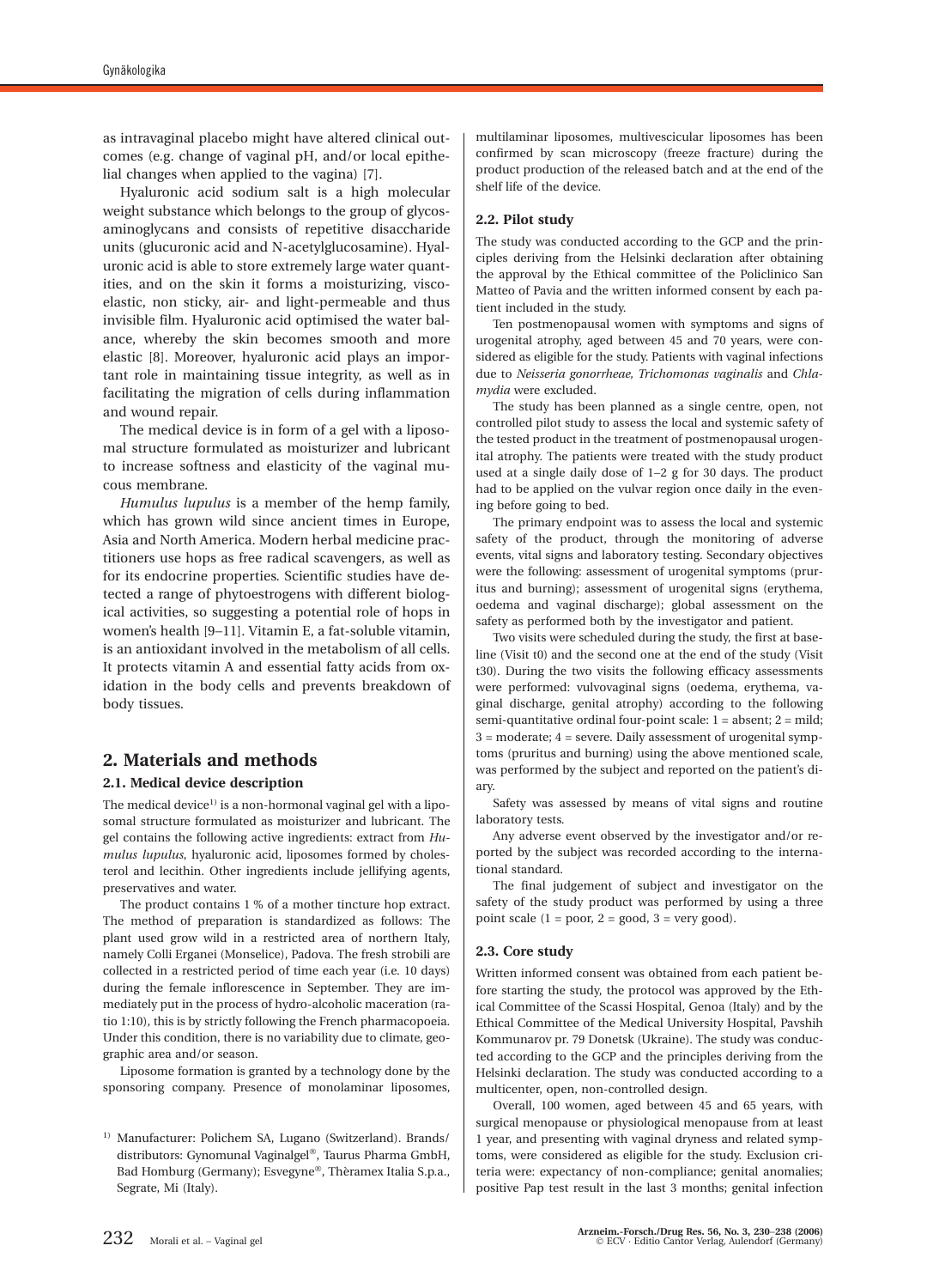as intravaginal placebo might have altered clinical outcomes (e.g. change of vaginal pH, and/or local epithelial changes when applied to the vagina) [7].

Hyaluronic acid sodium salt is a high molecular weight substance which belongs to the group of glycosaminoglycans and consists of repetitive disaccharide units (glucuronic acid and N-acetylglucosamine). Hyaluronic acid is able to store extremely large water quantities, and on the skin it forms a moisturizing, viscoelastic, non sticky, air- and light-permeable and thus invisible film. Hyaluronic acid optimised the water balance, whereby the skin becomes smooth and more elastic [8]. Moreover, hyaluronic acid plays an important role in maintaining tissue integrity, as well as in facilitating the migration of cells during inflammation and wound repair.

The medical device is in form of a gel with a liposomal structure formulated as moisturizer and lubricant to increase softness and elasticity of the vaginal mucous membrane.

*Humulus lupulus* is a member of the hemp family, which has grown wild since ancient times in Europe, Asia and North America. Modern herbal medicine practitioners use hops as free radical scavengers, as well as for its endocrine properties. Scientific studies have detected a range of phytoestrogens with different biological activities, so suggesting a potential role of hops in women's health [9–11]. Vitamin E, a fat-soluble vitamin, is an antioxidant involved in the metabolism of all cells. It protects vitamin A and essential fatty acids from oxidation in the body cells and prevents breakdown of body tissues.

## 2. Materials and methods

### 2.1. Medical device description

The medical device[1] is a non-hormonal vaginal gel with a liposomal structure formulated as moisturizer and lubricant. The gel contains the following active ingredients: extract from *Humulus lupulus*, hyaluronic acid, liposomes formed by cholesterol and lecithin. Other ingredients include jellifying agents, preservatives and water.

The product contains 1 % of a mother tincture hop extract. The method of preparation is standardized as follows: The plant used grow wild in a restricted area of northern Italy, namely Colli Erganei (Monselice), Padova. The fresh strobili are collected in a restricted period of time each year (i.e. 10 days) during the female inflorescence in September. They are immediately put in the process of hydro-alcoholic maceration (ratio 1:10), this is by strictly following the French pharmacopoeia. Under this condition, there is no variability due to climate, geographic area and/or season.

Liposome formation is granted by a technology done by the sponsoring company. Presence of monolaminar liposomes, multilaminar liposomes, multivescicular liposomes has been confirmed by scan microscopy (freeze fracture) during the product production of the released batch and at the end of the shelf life of the device.

### 2.2. Pilot study

The study was conducted according to the GCP and the principles deriving from the Helsinki declaration after obtaining the approval by the Ethical committee of the Policlinico San Matteo of Pavia and the written informed consent by each patient included in the study.

Ten postmenopausal women with symptoms and signs of urogenital atrophy, aged between 45 and 70 years, were considered as eligible for the study. Patients with vaginal infections due to *Neisseria gonorrheae, Trichomonas vaginalis* and *Chlamydia* were excluded.

The study has been planned as a single centre, open, not controlled pilot study to assess the local and systemic safety of the tested product in the treatment of postmenopausal urogenital atrophy. The patients were treated with the study product used at a single daily dose of 1–2 g for 30 days. The product had to be applied on the vulvar region once daily in the evening before going to bed.

The primary endpoint was to assess the local and systemic safety of the product, through the monitoring of adverse events, vital signs and laboratory testing. Secondary objectives were the following: assessment of urogenital symptoms (pruritus and burning); assessment of urogenital signs (erythema, oedema and vaginal discharge); global assessment on the safety as performed both by the investigator and patient.

Two visits were scheduled during the study, the first at baseline (Visit t0) and the second one at the end of the study (Visit t30). During the two visits the following efficacy assessments were performed: vulvovaginal signs (oedema, erythema, vaginal discharge, genital atrophy) according to the following semi-quantitative ordinal four-point scale: 1 = absent; 2 = mild; 3 = moderate; 4 = severe. Daily assessment of urogenital symptoms (pruritus and burning) using the above mentioned scale, was performed by the subject and reported on the patient's diary.

Safety was assessed by means of vital signs and routine laboratory tests.

Any adverse event observed by the investigator and/or reported by the subject was recorded according to the international standard.

The final judgement of subject and investigator on the safety of the study product was performed by using a three point scale (1 = poor, 2 = good, 3 = very good).

### 2.3. Core study

Written informed consent was obtained from each patient before starting the study, the protocol was approved by the Ethical Committee of the Scassi Hospital, Genoa (Italy) and by the Ethical Committee of the Medical University Hospital, Pavshih Kommunarov pr. 79 Donetsk (Ukraine). The study was conducted according to the GCP and the principles deriving from the Helsinki declaration. The study was conducted according to a multicenter, open, non-controlled design.

Overall, 100 women, aged between 45 and 65 years, with surgical menopause or physiological menopause from at least 1 year, and presenting with vaginal dryness and related symptoms, were considered as eligible for the study. Exclusion criteria were: expectancy of non-compliance; genital anomalies; positive Pap test result in the last 3 months; genital infection

[1] Manufacturer: Polichem SA, Lugano (Switzerland). Brands/distributors: Gynomunal Vaginalgel®, Taurus Pharma GmbH, Bad Homburg (Germany); Esvegyne®, Thèramex Italia S.p.a., Segrate, Mi (Italy).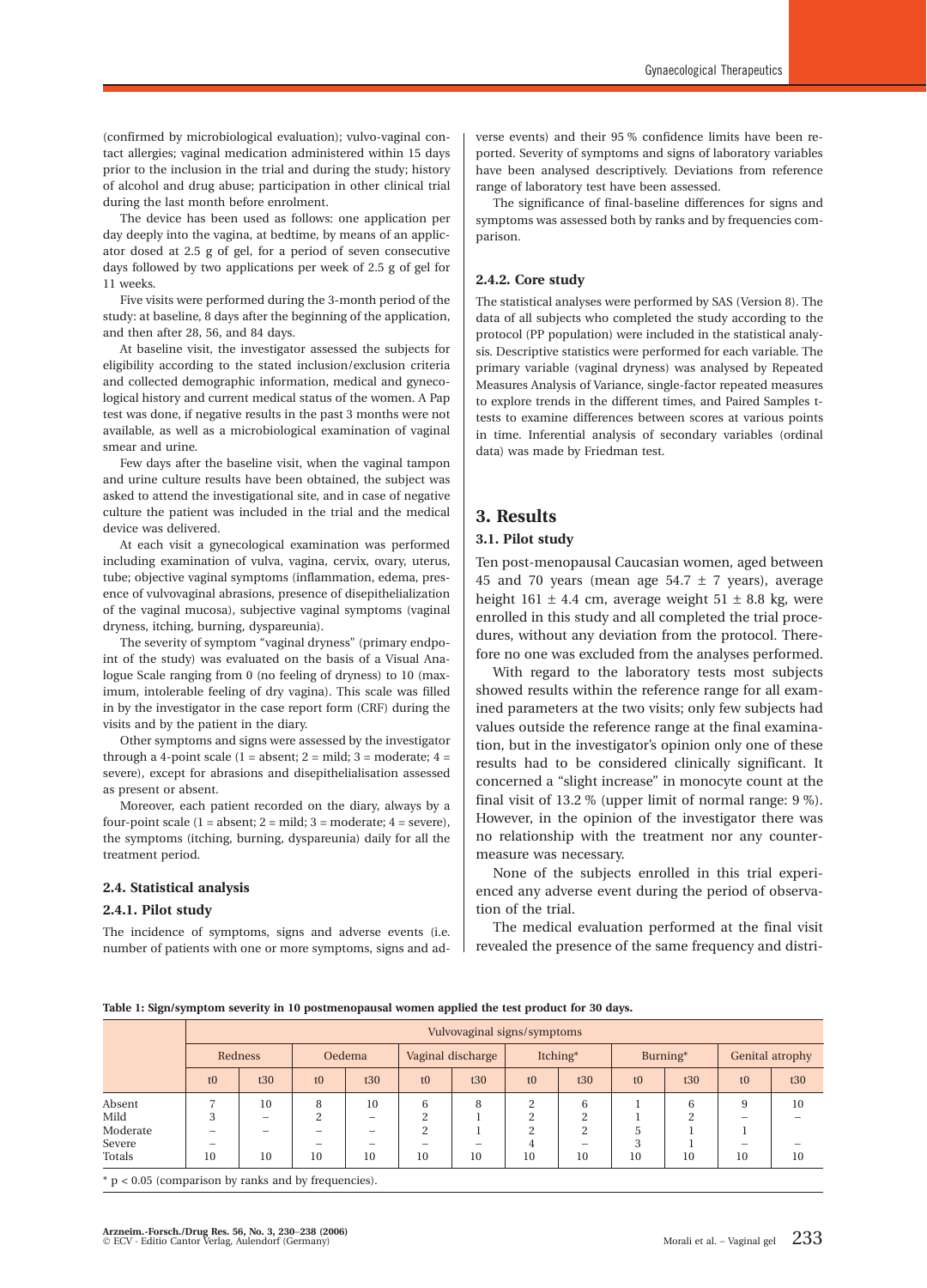(confirmed by microbiological evaluation); vulvo-vaginal contact allergies; vaginal medication administered within 15 days prior to the inclusion in the trial and during the study; history of alcohol and drug abuse; participation in other clinical trial during the last month before enrolment.

The device has been used as follows: one application per day deeply into the vagina, at bedtime, by means of an applicator dosed at 2.5 g of gel, for a period of seven consecutive days followed by two applications per week of 2.5 g of gel for 11 weeks.

Five visits were performed during the 3-month period of the study: at baseline, 8 days after the beginning of the application, and then after 28, 56, and 84 days.

At baseline visit, the investigator assessed the subjects for eligibility according to the stated inclusion/exclusion criteria and collected demographic information, medical and gynecological history and current medical status of the women. A Pap test was done, if negative results in the past 3 months were not available, as well as a microbiological examination of vaginal smear and urine.

Few days after the baseline visit, when the vaginal tampon and urine culture results have been obtained, the subject was asked to attend the investigational site, and in case of negative culture the patient was included in the trial and the medical device was delivered.

At each visit a gynecological examination was performed including examination of vulva, vagina, cervix, ovary, uterus, tube; objective vaginal symptoms (inflammation, edema, presence of vulvovaginal abrasions, presence of disepithelialization of the vaginal mucosa), subjective vaginal symptoms (vaginal dryness, itching, burning, dyspareunia).

The severity of symptom "vaginal dryness" (primary endpoint of the study) was evaluated on the basis of a Visual Analogue Scale ranging from 0 (no feeling of dryness) to 10 (maximum, intolerable feeling of dry vagina). This scale was filled in by the investigator in the case report form (CRF) during the visits and by the patient in the diary.

Other symptoms and signs were assessed by the investigator through a 4-point scale (1 = absent; 2 = mild; 3 = moderate; 4 = severe), except for abrasions and disepithelialisation assessed as present or absent.

Moreover, each patient recorded on the diary, always by a four-point scale (1 = absent; 2 = mild; 3 = moderate; 4 = severe), the symptoms (itching, burning, dyspareunia) daily for all the treatment period.

### 2.4. Statistical analysis

#### 2.4.1. Pilot study

The incidence of symptoms, signs and adverse events (i.e. number of patients with one or more symptoms, signs and adverse events) and their 95 % confidence limits have been reported. Severity of symptoms and signs of laboratory variables have been analysed descriptively. Deviations from reference range of laboratory test have been assessed.

The significance of final-baseline differences for signs and symptoms was assessed both by ranks and by frequencies comparison.

#### 2.4.2. Core study

The statistical analyses were performed by SAS (Version 8). The data of all subjects who completed the study according to the protocol (PP population) were included in the statistical analysis. Descriptive statistics were performed for each variable. The primary variable (vaginal dryness) was analysed by Repeated Measures Analysis of Variance, single-factor repeated measures to explore trends in the different times, and Paired Samples t-tests to examine differences between scores at various points in time. Inferential analysis of secondary variables (ordinal data) was made by Friedman test.

## 3. Results

### 3.1. Pilot study

Ten post-menopausal Caucasian women, aged between 45 and 70 years (mean age 54.7 ± 7 years), average height 161 ± 4.4 cm, average weight 51 ± 8.8 kg, were enrolled in this study and all completed the trial procedures, without any deviation from the protocol. Therefore no one was excluded from the analyses performed.

With regard to the laboratory tests most subjects showed results within the reference range for all examined parameters at the two visits; only few subjects had values outside the reference range at the final examination, but in the investigator's opinion only one of these results had to be considered clinically significant. It concerned a "slight increase" in monocyte count at the final visit of 13.2 % (upper limit of normal range: 9 %). However, in the opinion of the investigator there was no relationship with the treatment nor any countermeasure was necessary.

None of the subjects enrolled in this trial experienced any adverse event during the period of observation of the trial.

The medical evaluation performed at the final visit revealed the presence of the same frequency and distri-

**Table 1: Sign/symptom severity in 10 postmenopausal women applied the test product for 30 days.**

| | Vulvovaginal signs/symptoms | | | | | | | | | | | |
|---|---|---|---|---|---|---|---|---|---|---|---|---|
| | Redness | | Oedema | | Vaginal discharge | | Itching* | | Burning* | | Genital atrophy | |
| | t0 | t30 | t0 | t30 | t0 | t30 | t0 | t30 | t0 | t30 | t0 | t30 |
| Absent | 7 | 10 | 8 | 10 | 6 | 8 | 2 | 6 | 1 | 6 | 9 | 10 |
| Mild | 3 | – | 2 | – | 2 | 1 | 2 | 2 | 1 | 2 | – | – |
| Moderate | – | – | – | – | 2 | 1 | 2 | 2 | 5 | 1 | 1 | |
| Severe | – | | – | – | – | – | 4 | – | 3 | 1 | – | – |
| Totals | 10 | 10 | 10 | 10 | 10 | 10 | 10 | 10 | 10 | 10 | 10 | 10 |

\* p < 0.05 (comparison by ranks and by frequencies).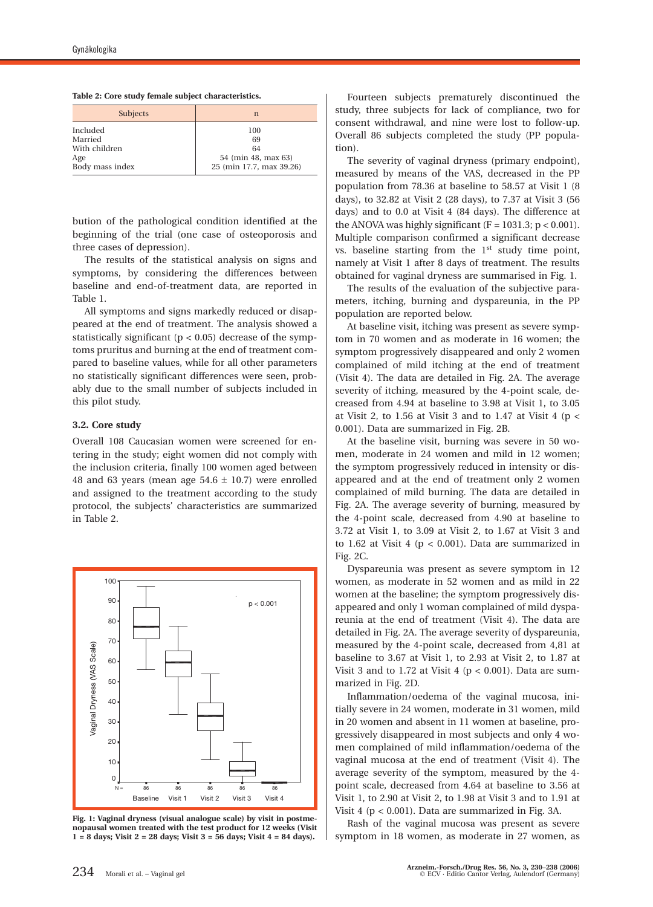**Table 2: Core study female subject characteristics.**

| Subjects | n |
|---|---|
| Included | 100 |
| Married | 69 |
| With children | 64 |
| Age | 54 (min 48, max 63) |
| Body mass index | 25 (min 17.7, max 39.26) |

bution of the pathological condition identified at the beginning of the trial (one case of osteoporosis and three cases of depression).

The results of the statistical analysis on signs and symptoms, by considering the differences between baseline and end-of-treatment data, are reported in Table 1.

All symptoms and signs markedly reduced or disappeared at the end of treatment. The analysis showed a statistically significant ($p < 0.05$) decrease of the symptoms pruritus and burning at the end of treatment compared to baseline values, while for all other parameters no statistically significant differences were seen, probably due to the small number of subjects included in this pilot study.

### 3.2. Core study

Overall 108 Caucasian women were screened for entering in the study; eight women did not comply with the inclusion criteria, finally 100 women aged between 48 and 63 years (mean age 54.6 ± 10.7) were enrolled and assigned to the treatment according to the study protocol, the subjects' characteristics are summarized in Table 2.

**Fig. 1: Vaginal dryness (visual analogue scale) by visit in postmenopausal women treated with the test product for 12 weeks (Visit 1 = 8 days; Visit 2 = 28 days; Visit 3 = 56 days; Visit 4 = 84 days).**

Fourteen subjects prematurely discontinued the study, three subjects for lack of compliance, two for consent withdrawal, and nine were lost to follow-up. Overall 86 subjects completed the study (PP population).

The severity of vaginal dryness (primary endpoint), measured by means of the VAS, decreased in the PP population from 78.36 at baseline to 58.57 at Visit 1 (8 days), to 32.82 at Visit 2 (28 days), to 7.37 at Visit 3 (56 days) and to 0.0 at Visit 4 (84 days). The difference at the ANOVA was highly significant ($F = 1031.3$; $p < 0.001$). Multiple comparison confirmed a significant decrease vs. baseline starting from the 1st study time point, namely at Visit 1 after 8 days of treatment. The results obtained for vaginal dryness are summarised in Fig. 1.

The results of the evaluation of the subjective parameters, itching, burning and dyspareunia, in the PP population are reported below.

At baseline visit, itching was present as severe symptom in 70 women and as moderate in 16 women; the symptom progressively disappeared and only 2 women complained of mild itching at the end of treatment (Visit 4). The data are detailed in Fig. 2A. The average severity of itching, measured by the 4-point scale, decreased from 4.94 at baseline to 3.98 at Visit 1, to 3.05 at Visit 2, to 1.56 at Visit 3 and to 1.47 at Visit 4 ($p < 0.001$). Data are summarized in Fig. 2B.

At the baseline visit, burning was severe in 50 women, moderate in 24 women and mild in 12 women; the symptom progressively reduced in intensity or disappeared and at the end of treatment only 2 women complained of mild burning. The data are detailed in Fig. 2A. The average severity of burning, measured by the 4-point scale, decreased from 4.90 at baseline to 3.72 at Visit 1, to 3.09 at Visit 2, to 1.67 at Visit 3 and to 1.62 at Visit 4 ($p < 0.001$). Data are summarized in Fig. 2C.

Dyspareunia was present as severe symptom in 12 women, as moderate in 52 women and as mild in 22 women at the baseline; the symptom progressively disappeared and only 1 woman complained of mild dyspareunia at the end of treatment (Visit 4). The data are detailed in Fig. 2A. The average severity of dyspareunia, measured by the 4-point scale, decreased from 4,81 at baseline to 3.67 at Visit 1, to 2.93 at Visit 2, to 1.87 at Visit 3 and to 1.72 at Visit 4 ($p < 0.001$). Data are summarized in Fig. 2D.

Inflammation/oedema of the vaginal mucosa, initially severe in 24 women, moderate in 31 women, mild in 20 women and absent in 11 women at baseline, progressively disappeared in most subjects and only 4 women complained of mild inflammation/oedema of the vaginal mucosa at the end of treatment (Visit 4). The average severity of the symptom, measured by the 4-point scale, decreased from 4.64 at baseline to 3.56 at Visit 1, to 2.90 at Visit 2, to 1.98 at Visit 3 and to 1.91 at Visit 4 ($p < 0.001$). Data are summarized in Fig. 3A.

Rash of the vaginal mucosa was present as severe symptom in 18 women, as moderate in 27 women, as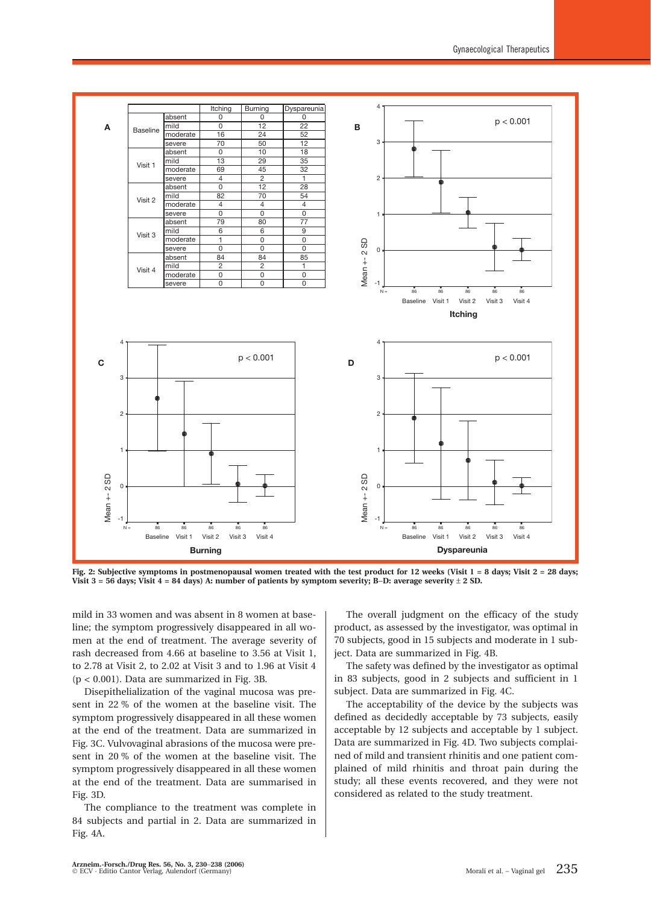| | | Itching | Burning | Dyspareunia |
|---|---|---|---|---|
| Baseline | absent | 0 | 0 | 0 |
| | mild | 0 | 12 | 22 |
| | moderate | 16 | 24 | 52 |
| | severe | 70 | 50 | 12 |
| Visit 1 | absent | 0 | 10 | 18 |
| | mild | 13 | 29 | 35 |
| | moderate | 69 | 45 | 32 |
| | severe | 4 | 2 | 1 |
| Visit 2 | absent | 0 | 12 | 28 |
| | mild | 82 | 70 | 54 |
| | moderate | 4 | 4 | 4 |
| | severe | 0 | 0 | 0 |
| Visit 3 | absent | 79 | 80 | 77 |
| | mild | 6 | 6 | 9 |
| | moderate | 1 | 0 | 0 |
| | severe | 0 | 0 | 0 |
| Visit 4 | absent | 84 | 84 | 85 |
| | mild | 2 | 2 | 1 |
| | moderate | 0 | 0 | 0 |
| | severe | 0 | 0 | 0 |

**Fig. 2: Subjective symptoms in postmenopausal women treated with the test product for 12 weeks (Visit 1 = 8 days; Visit 2 = 28 days; Visit 3 = 56 days; Visit 4 = 84 days) A: number of patients by symptom severity; B–D: average severity ± 2 SD.**

mild in 33 women and was absent in 8 women at baseline; the symptom progressively disappeared in all women at the end of treatment. The average severity of rash decreased from 4.66 at baseline to 3.56 at Visit 1, to 2.78 at Visit 2, to 2.02 at Visit 3 and to 1.96 at Visit 4 ($p < 0.001$). Data are summarized in Fig. 3B.

Disepithelialization of the vaginal mucosa was present in 22 % of the women at the baseline visit. The symptom progressively disappeared in all these women at the end of the treatment. Data are summarized in Fig. 3C. Vulvovaginal abrasions of the mucosa were present in 20 % of the women at the baseline visit. The symptom progressively disappeared in all these women at the end of the treatment. Data are summarised in Fig. 3D.

The compliance to the treatment was complete in 84 subjects and partial in 2. Data are summarized in Fig. 4A.

The overall judgment on the efficacy of the study product, as assessed by the investigator, was optimal in 70 subjects, good in 15 subjects and moderate in 1 subject. Data are summarized in Fig. 4B.

The safety was defined by the investigator as optimal in 83 subjects, good in 2 subjects and sufficient in 1 subject. Data are summarized in Fig. 4C.

The acceptability of the device by the subjects was defined as decidedly acceptable by 73 subjects, easily acceptable by 12 subjects and acceptable by 1 subject. Data are summarized in Fig. 4D. Two subjects complained of mild and transient rhinitis and one patient complained of mild rhinitis and throat pain during the study; all these events recovered, and they were not considered as related to the study treatment.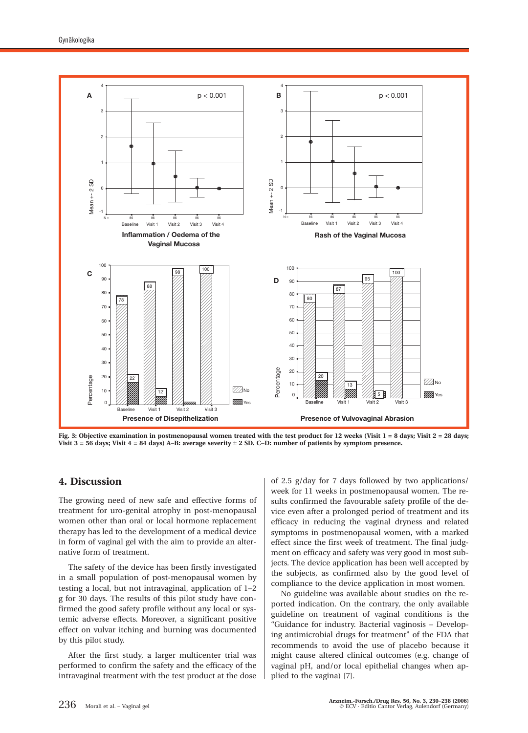**Fig. 3: Objective examination in postmenopausal women treated with the test product for 12 weeks (Visit 1 = 8 days; Visit 2 = 28 days; Visit 3 = 56 days; Visit 4 = 84 days) A–B: average severity ± 2 SD. C–D: number of patients by symptom presence.**

## 4. Discussion

The growing need of new safe and effective forms of treatment for uro-genital atrophy in post-menopausal women other than oral or local hormone replacement therapy has led to the development of a medical device in form of vaginal gel with the aim to provide an alternative form of treatment.

The safety of the device has been firstly investigated in a small population of post-menopausal women by testing a local, but not intravaginal, application of 1–2 g for 30 days. The results of this pilot study have confirmed the good safety profile without any local or systemic adverse effects. Moreover, a significant positive effect on vulvar itching and burning was documented by this pilot study.

After the first study, a larger multicenter trial was performed to confirm the safety and the efficacy of the intravaginal treatment with the test product at the dose of 2.5 g/day for 7 days followed by two applications/week for 11 weeks in postmenopausal women. The results confirmed the favourable safety profile of the device even after a prolonged period of treatment and its efficacy in reducing the vaginal dryness and related symptoms in postmenopausal women, with a marked effect since the first week of treatment. The final judgment on efficacy and safety was very good in most subjects. The device application has been well accepted by the subjects, as confirmed also by the good level of compliance to the device application in most women.

No guideline was available about studies on the reported indication. On the contrary, the only available guideline on treatment of vaginal conditions is the "Guidance for industry. Bacterial vaginosis – Developing antimicrobial drugs for treatment" of the FDA that recommends to avoid the use of placebo because it might cause altered clinical outcomes (e.g. change of vaginal pH, and/or local epithelial changes when applied to the vagina) [7].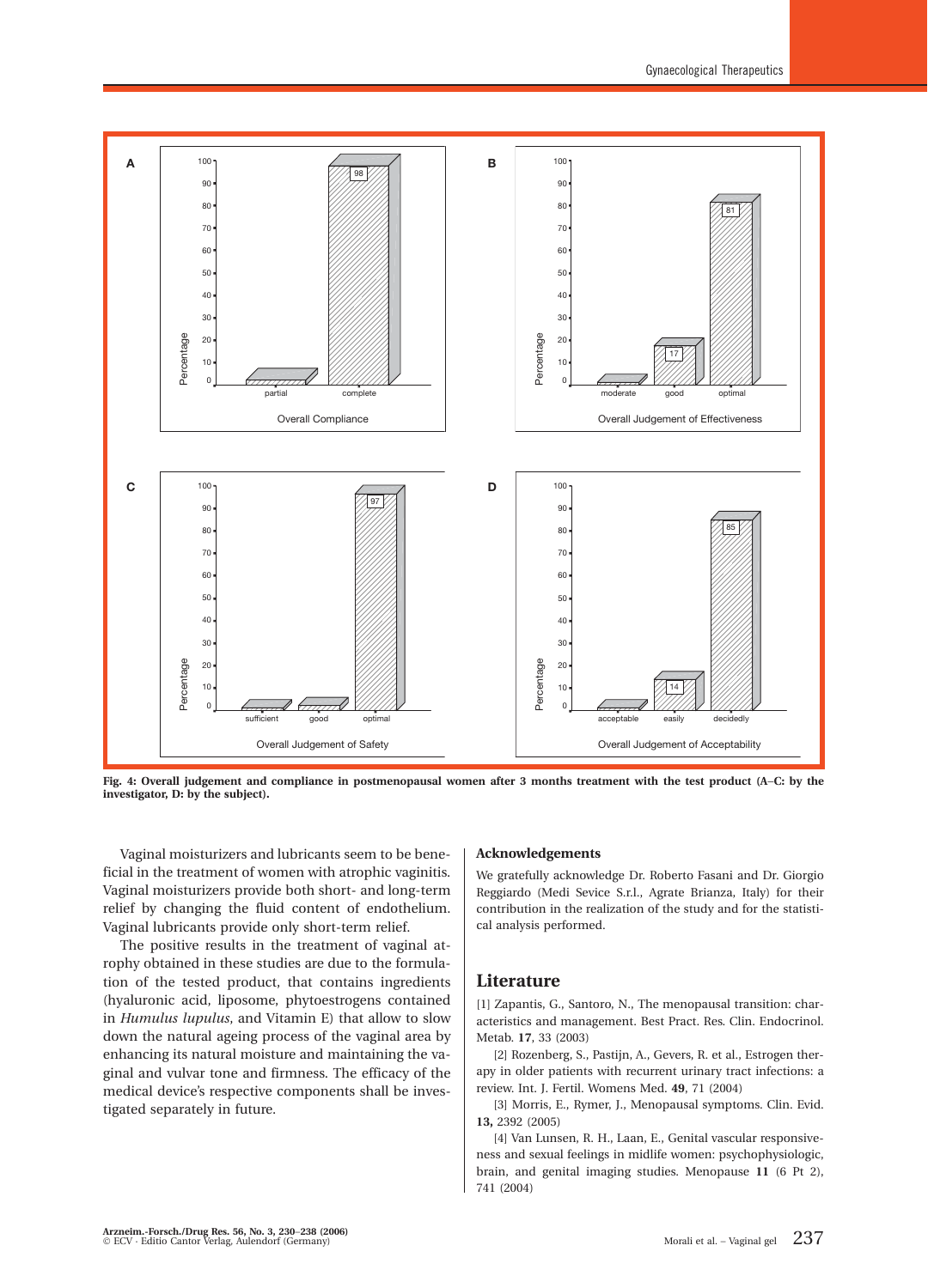Fig. 4: Overall judgement and compliance in postmenopausal women after 3 months treatment with the test product (A–C: by the investigator, D: by the subject).

Vaginal moisturizers and lubricants seem to be beneficial in the treatment of women with atrophic vaginitis. Vaginal moisturizers provide both short- and long-term relief by changing the fluid content of endothelium. Vaginal lubricants provide only short-term relief.

The positive results in the treatment of vaginal atrophy obtained in these studies are due to the formulation of the tested product, that contains ingredients (hyaluronic acid, liposome, phytoestrogens contained in *Humulus lupulus*, and Vitamin E) that allow to slow down the natural ageing process of the vaginal area by enhancing its natural moisture and maintaining the vaginal and vulvar tone and firmness. The efficacy of the medical device's respective components shall be investigated separately in future.

### Acknowledgements

We gratefully acknowledge Dr. Roberto Fasani and Dr. Giorgio Reggiardo (Medi Sevice S.r.l., Agrate Brianza, Italy) for their contribution in the realization of the study and for the statistical analysis performed.

## Literature

[1] Zapantis, G., Santoro, N., The menopausal transition: characteristics and management. Best Pract. Res. Clin. Endocrinol. Metab. **17**, 33 (2003)

[2] Rozenberg, S., Pastijn, A., Gevers, R. et al., Estrogen therapy in older patients with recurrent urinary tract infections: a review. Int. J. Fertil. Womens Med. **49**, 71 (2004)

[3] Morris, E., Rymer, J., Menopausal symptoms. Clin. Evid. **13,** 2392 (2005)

[4] Van Lunsen, R. H., Laan, E., Genital vascular responsiveness and sexual feelings in midlife women: psychophysiologic, brain, and genital imaging studies. Menopause **11** (6 Pt 2), 741 (2004)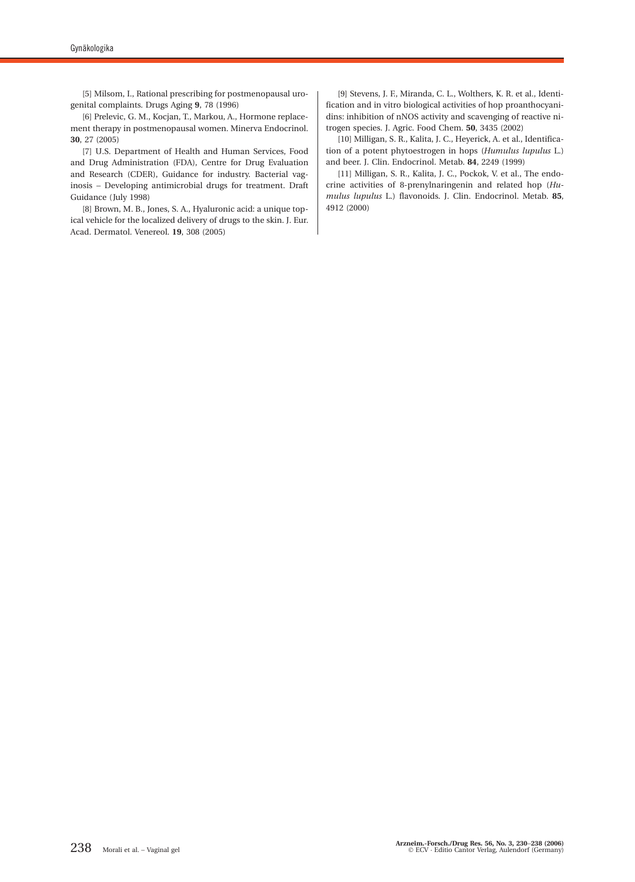[5] Milsom, I., Rational prescribing for postmenopausal urogenital complaints. Drugs Aging **9**, 78 (1996)

[6] Prelevic, G. M., Kocjan, T., Markou, A., Hormone replacement therapy in postmenopausal women. Minerva Endocrinol. **30**, 27 (2005)

[7] U.S. Department of Health and Human Services, Food and Drug Administration (FDA), Centre for Drug Evaluation and Research (CDER), Guidance for industry. Bacterial vaginosis – Developing antimicrobial drugs for treatment. Draft Guidance (July 1998)

[8] Brown, M. B., Jones, S. A., Hyaluronic acid: a unique topical vehicle for the localized delivery of drugs to the skin. J. Eur. Acad. Dermatol. Venereol. **19**, 308 (2005)

[9] Stevens, J. F., Miranda, C. L., Wolthers, K. R. et al., Identification and in vitro biological activities of hop proanthocyanidins: inhibition of nNOS activity and scavenging of reactive nitrogen species. J. Agric. Food Chem. **50**, 3435 (2002)

[10] Milligan, S. R., Kalita, J. C., Heyerick, A. et al., Identification of a potent phytoestrogen in hops (*Humulus lupulus* L.) and beer. J. Clin. Endocrinol. Metab. **84**, 2249 (1999)

[11] Milligan, S. R., Kalita, J. C., Pockok, V. et al., The endocrine activities of 8-prenylnaringenin and related hop (*Humulus lupulus* L.) flavonoids. J. Clin. Endocrinol. Metab. **85**, 4912 (2000)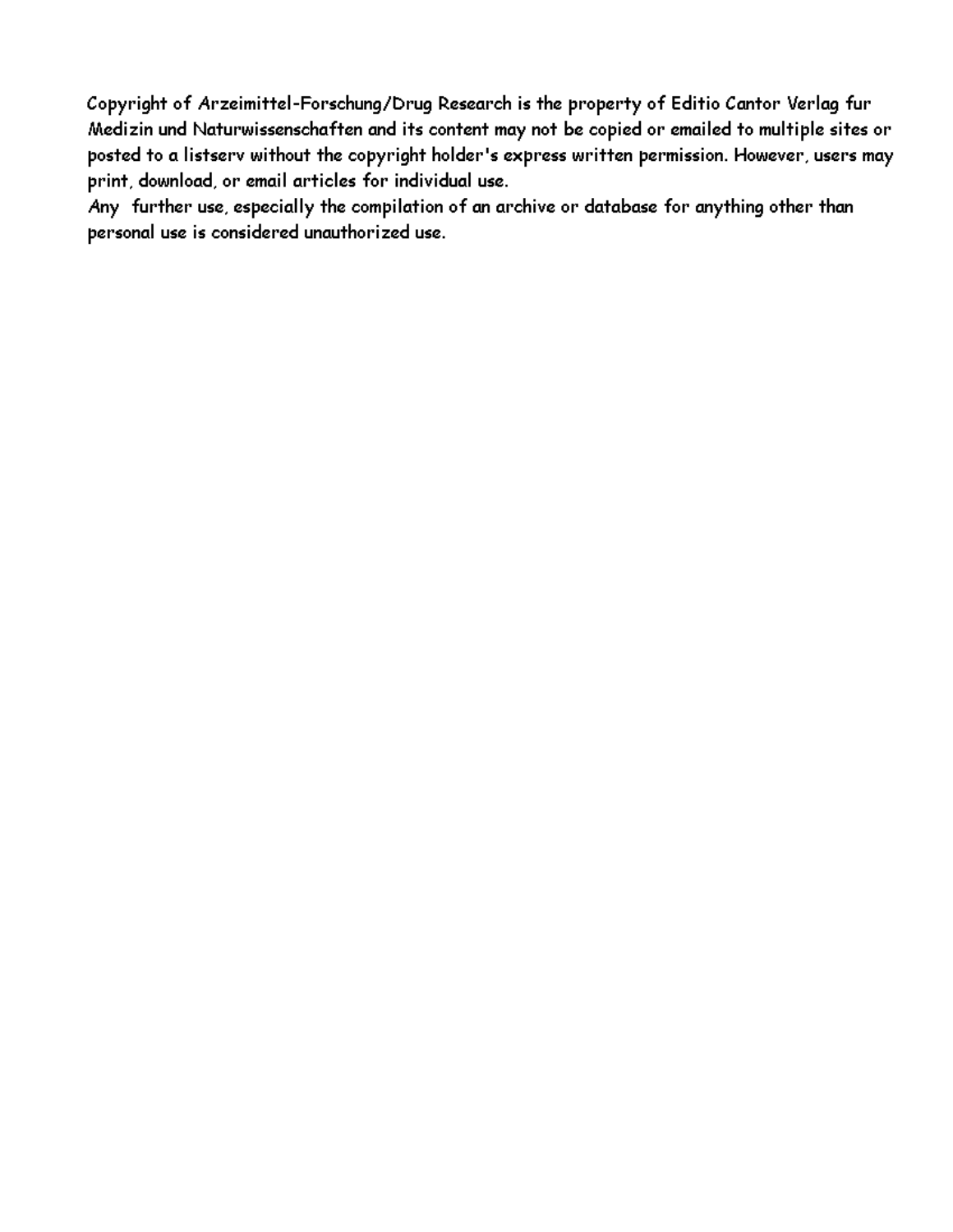Copyright of Arzeimittel-Forschung/Drug Research is the property of Editio Cantor Verlag fur Medizin und Naturwissenschaften and its content may not be copied or emailed to multiple sites or posted to a listserv without the copyright holder's express written permission. However, users may print, download, or email articles for individual use.
Any further use, especially the compilation of an archive or database for anything other than personal use is considered unauthorized use.